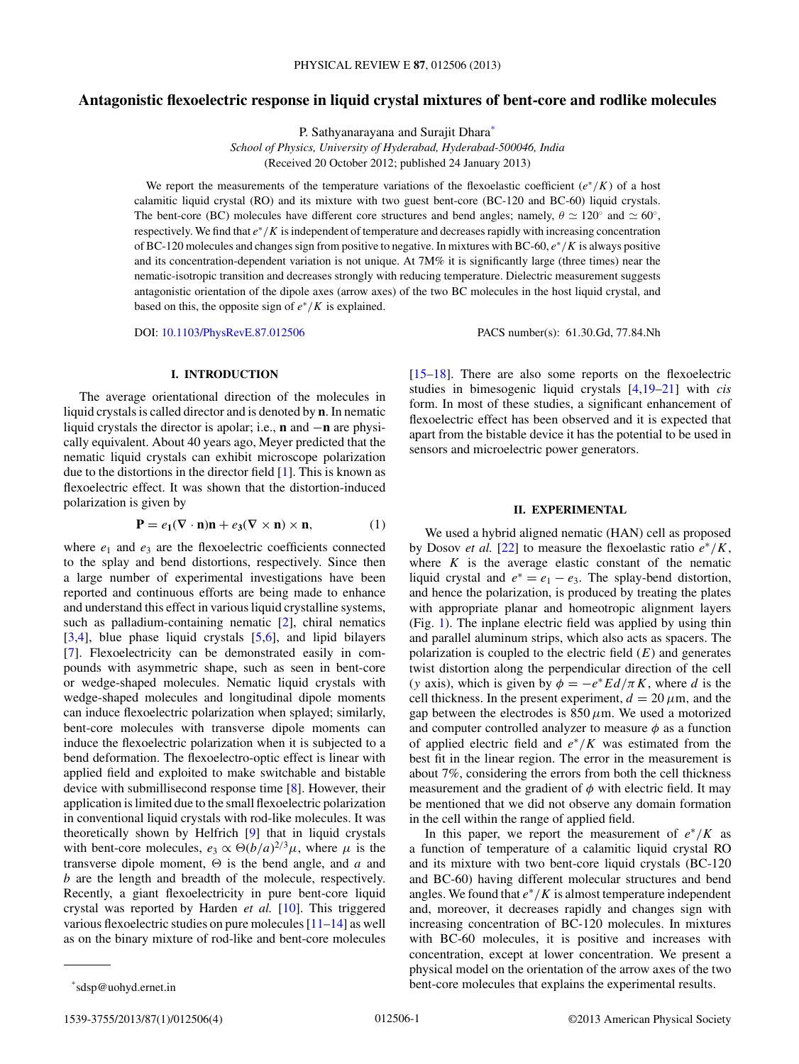# Antagonistic flexoelectric response in liquid crystal mixtures of bent-core and rodlike molecules

P. Sathyanarayana and Surajit Dhara*

*School of Physics, University of Hyderabad, Hyderabad-500046, India*

(Received 20 October 2012; published 24 January 2013)

We report the measurements of the temperature variations of the flexoelastic coefficient ($e^*/K$) of a host calamitic liquid crystal (RO) and its mixture with two guest bent-core (BC-120 and BC-60) liquid crystals. The bent-core (BC) molecules have different core structures and bend angles; namely, $\theta \simeq 120^\circ$ and $\simeq 60^\circ$, respectively. We find that $e^*/K$ is independent of temperature and decreases rapidly with increasing concentration of BC-120 molecules and changes sign from positive to negative. In mixtures with BC-60, $e^*/K$ is always positive and its concentration-dependent variation is not unique. At 7M% it is significantly large (three times) near the nematic-isotropic transition and decreases strongly with reducing temperature. Dielectric measurement suggests antagonistic orientation of the dipole axes (arrow axes) of the two BC molecules in the host liquid crystal, and based on this, the opposite sign of $e^*/K$ is explained.

DOI: 10.1103/PhysRevE.87.012506

PACS number(s): 61.30.Gd, 77.84.Nh

## I. INTRODUCTION

The average orientational direction of the molecules in liquid crystals is called director and is denoted by $\mathbf{n}$. In nematic liquid crystals the director is apolar; i.e., $\mathbf{n}$ and $-\mathbf{n}$ are physically equivalent. About 40 years ago, Meyer predicted that the nematic liquid crystals can exhibit microscope polarization due to the distortions in the director field [1]. This is known as flexoelectric effect. It was shown that the distortion-induced polarization is given by

$$\mathbf{P} = e_1(\nabla \cdot \mathbf{n})\mathbf{n} + e_3(\nabla \times \mathbf{n}) \times \mathbf{n}, \tag{1}$$

where $e_1$ and $e_3$ are the flexoelectric coefficients connected to the splay and bend distortions, respectively. Since then a large number of experimental investigations have been reported and continuous efforts are being made to enhance and understand this effect in various liquid crystalline systems, such as palladium-containing nematic [2], chiral nematics [3,4], blue phase liquid crystals [5,6], and lipid bilayers [7]. Flexoelectricity can be demonstrated easily in compounds with asymmetric shape, such as seen in bent-core or wedge-shaped molecules. Nematic liquid crystals with wedge-shaped molecules and longitudinal dipole moments can induce flexoelectric polarization when splayed; similarly, bent-core molecules with transverse dipole moments can induce the flexoelectric polarization when it is subjected to a bend deformation. The flexoelectro-optic effect is linear with applied field and exploited to make switchable and bistable device with submillisecond response time [8]. However, their application is limited due to the small flexoelectric polarization in conventional liquid crystals with rod-like molecules. It was theoretically shown by Helfrich [9] that in liquid crystals with bent-core molecules, $e_3 \propto \Theta(b/a)^{2/3}\mu$, where $\mu$ is the transverse dipole moment, $\Theta$ is the bend angle, and $a$ and $b$ are the length and breadth of the molecule, respectively. Recently, a giant flexoelectricity in pure bent-core liquid crystal was reported by Harden *et al.* [10]. This triggered various flexoelectric studies on pure molecules [11–14] as well as on the binary mixture of rod-like and bent-core molecules [15–18]. There are also some reports on the flexoelectric studies in bimesogenic liquid crystals [4,19–21] with *cis* form. In most of these studies, a significant enhancement of flexoelectric effect has been observed and it is expected that apart from the bistable device it has the potential to be used in sensors and microelectric power generators.

## II. EXPERIMENTAL

We used a hybrid aligned nematic (HAN) cell as proposed by Dosov *et al.* [22] to measure the flexoelastic ratio $e^*/K$, where $K$ is the average elastic constant of the nematic liquid crystal and $e^* = e_1 - e_3$. The splay-bend distortion, and hence the polarization, is produced by treating the plates with appropriate planar and homeotropic alignment layers (Fig. 1). The inplane electric field was applied by using thin and parallel aluminum strips, which also acts as spacers. The polarization is coupled to the electric field ($E$) and generates twist distortion along the perpendicular direction of the cell ($y$ axis), which is given by $\phi = -e^*Ed/\pi K$, where $d$ is the cell thickness. In the present experiment, $d = 20\,\mu$m, and the gap between the electrodes is $850\,\mu$m. We used a motorized and computer controlled analyzer to measure $\phi$ as a function of applied electric field and $e^*/K$ was estimated from the best fit in the linear region. The error in the measurement is about 7%, considering the errors from both the cell thickness measurement and the gradient of $\phi$ with electric field. It may be mentioned that we did not observe any domain formation in the cell within the range of applied field.

In this paper, we report the measurement of $e^*/K$ as a function of temperature of a calamitic liquid crystal RO and its mixture with two bent-core liquid crystals (BC-120 and BC-60) having different molecular structures and bend angles. We found that $e^*/K$ is almost temperature independent and, moreover, it decreases rapidly and changes sign with increasing concentration of BC-120 molecules. In mixtures with BC-60 molecules, it is positive and increases with concentration, except at lower concentration. We present a physical model on the orientation of the arrow axes of the two bent-core molecules that explains the experimental results.

*sdsp@uohyd.ernet.in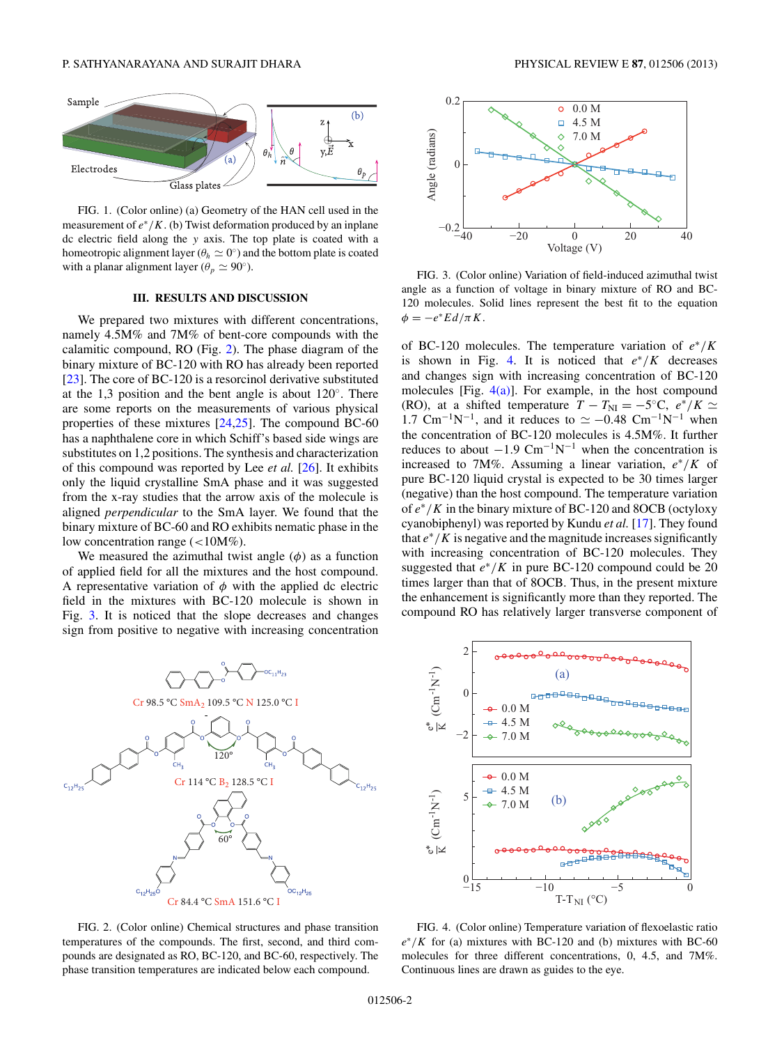FIG. 1. (Color online) (a) Geometry of the HAN cell used in the measurement of $e^*/K$. (b) Twist deformation produced by an inplane dc electric field along the $y$ axis. The top plate is coated with a homeotropic alignment layer ($\theta_h \simeq 0^\circ$) and the bottom plate is coated with a planar alignment layer ($\theta_p \simeq 90^\circ$).

## III. RESULTS AND DISCUSSION

We prepared two mixtures with different concentrations, namely 4.5M% and 7M% of bent-core compounds with the calamitic compound, RO (Fig. 2). The phase diagram of the binary mixture of BC-120 with RO has already been reported [23]. The core of BC-120 is a resorcinol derivative substituted at the 1,3 position and the bent angle is about 120°. There are some reports on the measurements of various physical properties of these mixtures [24,25]. The compound BC-60 has a naphthalene core in which Schiff's based side wings are substitutes on 1,2 positions. The synthesis and characterization of this compound was reported by Lee *et al.* [26]. It exhibits only the liquid crystalline SmA phase and it was suggested from the x-ray studies that the arrow axis of the molecule is aligned *perpendicular* to the SmA layer. We found that the binary mixture of BC-60 and RO exhibits nematic phase in the low concentration range (<10M%).

We measured the azimuthal twist angle ($\phi$) as a function of applied field for all the mixtures and the host compound. A representative variation of $\phi$ with the applied dc electric field in the mixtures with BC-120 molecule is shown in Fig. 3. It is noticed that the slope decreases and changes sign from positive to negative with increasing concentration of BC-120 molecules. The temperature variation of $e^*/K$ is shown in Fig. 4. It is noticed that $e^*/K$ decreases and changes sign with increasing concentration of BC-120 molecules [Fig. 4(a)]. For example, in the host compound (RO), at a shifted temperature $T - T_{\mathrm{NI}} = -5^\circ$C, $e^*/K \simeq 1.7$ Cm$^{-1}$N$^{-1}$, and it reduces to $\simeq -0.48$ Cm$^{-1}$N$^{-1}$ when the concentration of BC-120 molecules is 4.5M%. It further reduces to about $-1.9$ Cm$^{-1}$N$^{-1}$ when the concentration is increased to 7M%. Assuming a linear variation, $e^*/K$ of pure BC-120 liquid crystal is expected to be 30 times larger (negative) than the host compound. The temperature variation of $e^*/K$ in the binary mixture of BC-120 and 8OCB (octyloxy cyanobiphenyl) was reported by Kundu *et al.* [17]. They found that $e^*/K$ is negative and the magnitude increases significantly with increasing concentration of BC-120 molecules. They suggested that $e^*/K$ in pure BC-120 compound could be 20 times larger than that of 8OCB. Thus, in the present mixture the enhancement is significantly more than they reported. The compound RO has relatively larger transverse component of

FIG. 2. (Color online) Chemical structures and phase transition temperatures of the compounds. The first, second, and third compounds are designated as RO, BC-120, and BC-60, respectively. The phase transition temperatures are indicated below each compound.

FIG. 3. (Color online) Variation of field-induced azimuthal twist angle as a function of voltage in binary mixture of RO and BC-120 molecules. Solid lines represent the best fit to the equation $\phi = -e^* E d/\pi K$.

FIG. 4. (Color online) Temperature variation of flexoelastic ratio $e^*/K$ for (a) mixtures with BC-120 and (b) mixtures with BC-60 molecules for three different concentrations, 0, 4.5, and 7M%. Continuous lines are drawn as guides to the eye.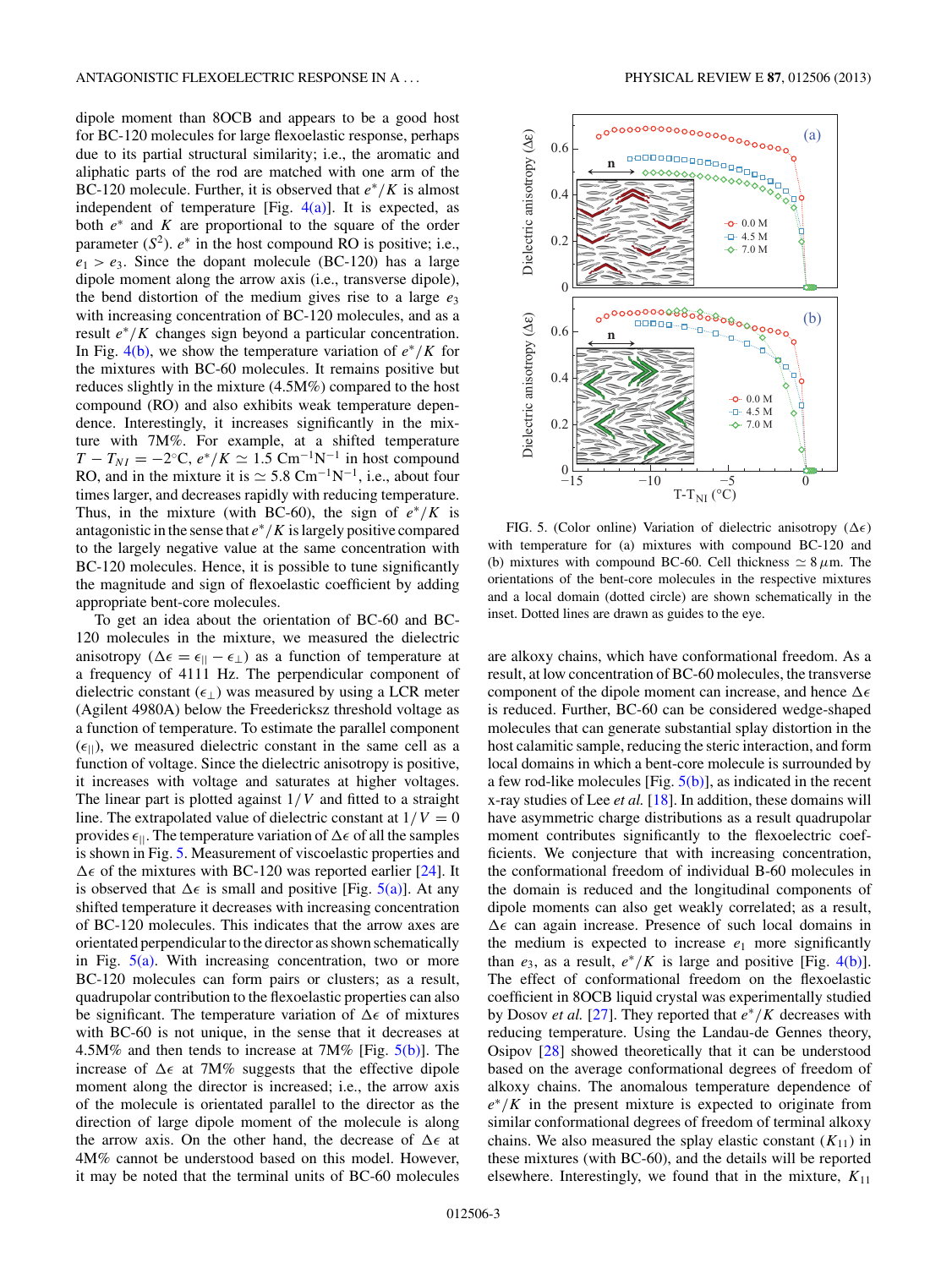dipole moment than 8OCB and appears to be a good host for BC-120 molecules for large flexoelastic response, perhaps due to its partial structural similarity; i.e., the aromatic and aliphatic parts of the rod are matched with one arm of the BC-120 molecule. Further, it is observed that $e^*/K$ is almost independent of temperature [Fig. 4(a)]. It is expected, as both $e^*$ and $K$ are proportional to the square of the order parameter ($S^2$). $e^*$ in the host compound RO is positive; i.e., $e_1 > e_3$. Since the dopant molecule (BC-120) has a large dipole moment along the arrow axis (i.e., transverse dipole), the bend distortion of the medium gives rise to a large $e_3$ with increasing concentration of BC-120 molecules, and as a result $e^*/K$ changes sign beyond a particular concentration. In Fig. 4(b), we show the temperature variation of $e^*/K$ for the mixtures with BC-60 molecules. It remains positive but reduces slightly in the mixture (4.5M%) compared to the host compound (RO) and also exhibits weak temperature dependence. Interestingly, it increases significantly in the mixture with 7M%. For example, at a shifted temperature $T - T_{NI} = -2$°C, $e^*/K \simeq 1.5$ Cm$^{-1}$N$^{-1}$ in host compound RO, and in the mixture it is $\simeq 5.8$ Cm$^{-1}$N$^{-1}$, i.e., about four times larger, and decreases rapidly with reducing temperature. Thus, in the mixture (with BC-60), the sign of $e^*/K$ is antagonistic in the sense that $e^*/K$ is largely positive compared to the largely negative value at the same concentration with BC-120 molecules. Hence, it is possible to tune significantly the magnitude and sign of flexoelastic coefficient by adding appropriate bent-core molecules.

To get an idea about the orientation of BC-60 and BC-120 molecules in the mixture, we measured the dielectric anisotropy ($\Delta\epsilon = \epsilon_{||} - \epsilon_{\perp}$) as a function of temperature at a frequency of 4111 Hz. The perpendicular component of dielectric constant ($\epsilon_{\perp}$) was measured by using a LCR meter (Agilent 4980A) below the Freedericksz threshold voltage as a function of temperature. To estimate the parallel component ($\epsilon_{||}$), we measured dielectric constant in the same cell as a function of voltage. Since the dielectric anisotropy is positive, it increases with voltage and saturates at higher voltages. The linear part is plotted against $1/V$ and fitted to a straight line. The extrapolated value of dielectric constant at $1/V = 0$ provides $\epsilon_{||}$. The temperature variation of $\Delta\epsilon$ of all the samples is shown in Fig. 5. Measurement of viscoelastic properties and $\Delta\epsilon$ of the mixtures with BC-120 was reported earlier [24]. It is observed that $\Delta\epsilon$ is small and positive [Fig. 5(a)]. At any shifted temperature it decreases with increasing concentration of BC-120 molecules. This indicates that the arrow axes are orientated perpendicular to the director as shown schematically in Fig. 5(a). With increasing concentration, two or more BC-120 molecules can form pairs or clusters; as a result, quadrupolar contribution to the flexoelectric properties can also be significant. The temperature variation of $\Delta\epsilon$ of mixtures with BC-60 is not unique, in the sense that it decreases at 4.5M% and then tends to increase at 7M% [Fig. 5(b)]. The increase of $\Delta\epsilon$ at 7M% suggests that the effective dipole moment along the director is increased; i.e., the arrow axis of the molecule is orientated parallel to the director as the direction of large dipole moment of the molecule is along the arrow axis. On the other hand, the decrease of $\Delta\epsilon$ at 4M% cannot be understood based on this model. However, it may be noted that the terminal units of BC-60 molecules

FIG. 5. (Color online) Variation of dielectric anisotropy ($\Delta\epsilon$) with temperature for (a) mixtures with compound BC-120 and (b) mixtures with compound BC-60. Cell thickness $\simeq 8\,\mu$m. The orientations of the bent-core molecules in the respective mixtures and a local domain (dotted circle) are shown schematically in the inset. Dotted lines are drawn as guides to the eye.

are alkoxy chains, which have conformational freedom. As a result, at low concentration of BC-60 molecules, the transverse component of the dipole moment can increase, and hence $\Delta\epsilon$ is reduced. Further, BC-60 can be considered wedge-shaped molecules that can generate substantial splay distortion in the host calamitic sample, reducing the steric interaction, and form local domains in which a bent-core molecule is surrounded by a few rod-like molecules [Fig. 5(b)], as indicated in the recent x-ray studies of Lee *et al.* [18]. In addition, these domains will have asymmetric charge distributions as a result quadrupolar moment contributes significantly to the flexoelectric coefficients. We conjecture that with increasing concentration, the conformational freedom of individual B-60 molecules in the domain is reduced and the longitudinal components of dipole moments can also get weakly correlated; as a result, $\Delta\epsilon$ can again increase. Presence of such local domains in the medium is expected to increase $e_1$ more significantly than $e_3$, as a result, $e^*/K$ is large and positive [Fig. 4(b)]. The effect of conformational freedom on the flexoelastic coefficient in 8OCB liquid crystal was experimentally studied by Dosov *et al.* [27]. They reported that $e^*/K$ decreases with reducing temperature. Using the Landau-de Gennes theory, Osipov [28] showed theoretically that it can be understood based on the average conformational degrees of freedom of alkoxy chains. The anomalous temperature dependence of $e^*/K$ in the present mixture is expected to originate from similar conformational degrees of freedom of terminal alkoxy chains. We also measured the splay elastic constant ($K_{11}$) in these mixtures (with BC-60), and the details will be reported elsewhere. Interestingly, we found that in the mixture, $K_{11}$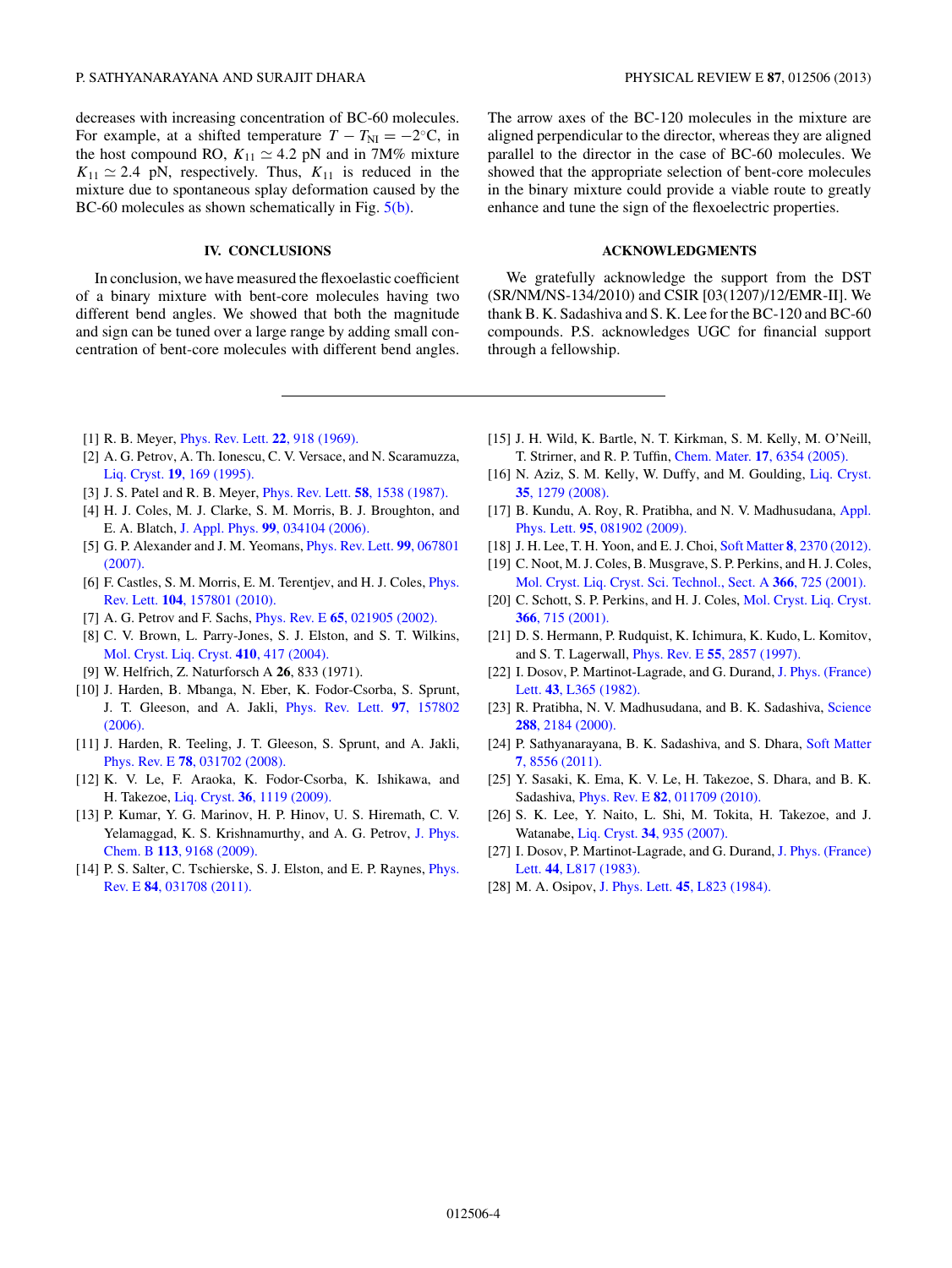decreases with increasing concentration of BC-60 molecules. For example, at a shifted temperature $T - T_{NI} = -2^{\circ}$C, in the host compound RO, $K_{11} \simeq 4.2$ pN and in 7M% mixture $K_{11} \simeq 2.4$ pN, respectively. Thus, $K_{11}$ is reduced in the mixture due to spontaneous splay deformation caused by the BC-60 molecules as shown schematically in Fig. 5(b).

## IV. CONCLUSIONS

In conclusion, we have measured the flexoelastic coefficient of a binary mixture with bent-core molecules having two different bend angles. We showed that both the magnitude and sign can be tuned over a large range by adding small concentration of bent-core molecules with different bend angles. The arrow axes of the BC-120 molecules in the mixture are aligned perpendicular to the director, whereas they are aligned parallel to the director in the case of BC-60 molecules. We showed that the appropriate selection of bent-core molecules in the binary mixture could provide a viable route to greatly enhance and tune the sign of the flexoelectric properties.

## ACKNOWLEDGMENTS

We gratefully acknowledge the support from the DST (SR/NM/NS-134/2010) and CSIR [03(1207)/12/EMR-II]. We thank B. K. Sadashiva and S. K. Lee for the BC-120 and BC-60 compounds. P.S. acknowledges UGC for financial support through a fellowship.

---

[1] R. B. Meyer, Phys. Rev. Lett. **22**, 918 (1969).
[2] A. G. Petrov, A. Th. Ionescu, C. V. Versace, and N. Scaramuzza, Liq. Cryst. **19**, 169 (1995).
[3] J. S. Patel and R. B. Meyer, Phys. Rev. Lett. **58**, 1538 (1987).
[4] H. J. Coles, M. J. Clarke, S. M. Morris, B. J. Broughton, and E. A. Blatch, J. Appl. Phys. **99**, 034104 (2006).
[5] G. P. Alexander and J. M. Yeomans, Phys. Rev. Lett. **99**, 067801 (2007).
[6] F. Castles, S. M. Morris, E. M. Terentjev, and H. J. Coles, Phys. Rev. Lett. **104**, 157801 (2010).
[7] A. G. Petrov and F. Sachs, Phys. Rev. E **65**, 021905 (2002).
[8] C. V. Brown, L. Parry-Jones, S. J. Elston, and S. T. Wilkins, Mol. Cryst. Liq. Cryst. **410**, 417 (2004).
[9] W. Helfrich, Z. Naturforsch A **26**, 833 (1971).
[10] J. Harden, B. Mbanga, N. Eber, K. Fodor-Csorba, S. Sprunt, J. T. Gleeson, and A. Jakli, Phys. Rev. Lett. **97**, 157802 (2006).
[11] J. Harden, R. Teeling, J. T. Gleeson, S. Sprunt, and A. Jakli, Phys. Rev. E **78**, 031702 (2008).
[12] K. V. Le, F. Araoka, K. Fodor-Csorba, K. Ishikawa, and H. Takezoe, Liq. Cryst. **36**, 1119 (2009).
[13] P. Kumar, Y. G. Marinov, H. P. Hinov, U. S. Hiremath, C. V. Yelamaggad, K. S. Krishnamurthy, and A. G. Petrov, J. Phys. Chem. B **113**, 9168 (2009).
[14] P. S. Salter, C. Tschierske, S. J. Elston, and E. P. Raynes, Phys. Rev. E **84**, 031708 (2011).
[15] J. H. Wild, K. Bartle, N. T. Kirkman, S. M. Kelly, M. O'Neill, T. Strirner, and R. P. Tuffin, Chem. Mater. **17**, 6354 (2005).
[16] N. Aziz, S. M. Kelly, W. Duffy, and M. Goulding, Liq. Cryst. **35**, 1279 (2008).
[17] B. Kundu, A. Roy, R. Pratibha, and N. V. Madhusudana, Appl. Phys. Lett. **95**, 081902 (2009).
[18] J. H. Lee, T. H. Yoon, and E. J. Choi, Soft Matter **8**, 2370 (2012).
[19] C. Noot, M. J. Coles, B. Musgrave, S. P. Perkins, and H. J. Coles, Mol. Cryst. Liq. Cryst. Sci. Technol., Sect. A **366**, 725 (2001).
[20] C. Schott, S. P. Perkins, and H. J. Coles, Mol. Cryst. Liq. Cryst. **366**, 715 (2001).
[21] D. S. Hermann, P. Rudquist, K. Ichimura, K. Kudo, L. Komitov, and S. T. Lagerwall, Phys. Rev. E **55**, 2857 (1997).
[22] I. Dosov, P. Martinot-Lagrade, and G. Durand, J. Phys. (France) Lett. **43**, L365 (1982).
[23] R. Pratibha, N. V. Madhusudana, and B. K. Sadashiva, Science **288**, 2184 (2000).
[24] P. Sathyanarayana, B. K. Sadashiva, and S. Dhara, Soft Matter **7**, 8556 (2011).
[25] Y. Sasaki, K. Ema, K. V. Le, H. Takezoe, S. Dhara, and B. K. Sadashiva, Phys. Rev. E **82**, 011709 (2010).
[26] S. K. Lee, Y. Naito, L. Shi, M. Tokita, H. Takezoe, and J. Watanabe, Liq. Cryst. **34**, 935 (2007).
[27] I. Dosov, P. Martinot-Lagrade, and G. Durand, J. Phys. (France) Lett. **44**, L817 (1983).
[28] M. A. Osipov, J. Phys. Lett. **45**, L823 (1984).